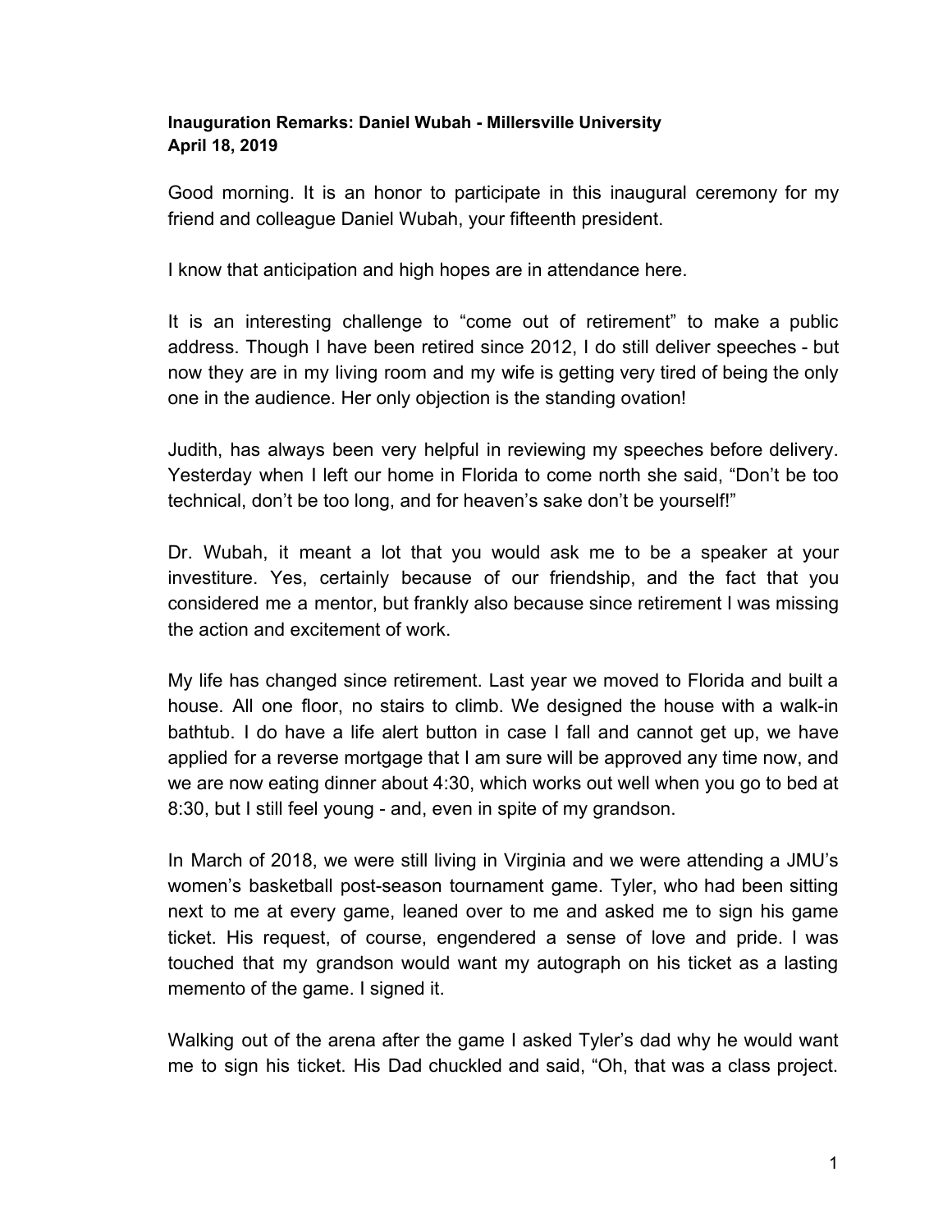**Inauguration Remarks: Daniel Wubah - Millersville University**
**April 18, 2019**

Good morning. It is an honor to participate in this inaugural ceremony for my friend and colleague Daniel Wubah, your fifteenth president.

I know that anticipation and high hopes are in attendance here.

It is an interesting challenge to “come out of retirement” to make a public address. Though I have been retired since 2012, I do still deliver speeches - but now they are in my living room and my wife is getting very tired of being the only one in the audience. Her only objection is the standing ovation!

Judith, has always been very helpful in reviewing my speeches before delivery. Yesterday when I left our home in Florida to come north she said, “Don’t be too technical, don’t be too long, and for heaven’s sake don’t be yourself!”

Dr. Wubah, it meant a lot that you would ask me to be a speaker at your investiture. Yes, certainly because of our friendship, and the fact that you considered me a mentor, but frankly also because since retirement I was missing the action and excitement of work.

My life has changed since retirement. Last year we moved to Florida and built a house. All one floor, no stairs to climb. We designed the house with a walk-in bathtub. I do have a life alert button in case I fall and cannot get up, we have applied for a reverse mortgage that I am sure will be approved any time now, and we are now eating dinner about 4:30, which works out well when you go to bed at 8:30, but I still feel young - and, even in spite of my grandson.

In March of 2018, we were still living in Virginia and we were attending a JMU’s women’s basketball post-season tournament game. Tyler, who had been sitting next to me at every game, leaned over to me and asked me to sign his game ticket. His request, of course, engendered a sense of love and pride. I was touched that my grandson would want my autograph on his ticket as a lasting memento of the game. I signed it.

Walking out of the arena after the game I asked Tyler’s dad why he would want me to sign his ticket. His Dad chuckled and said, “Oh, that was a class project.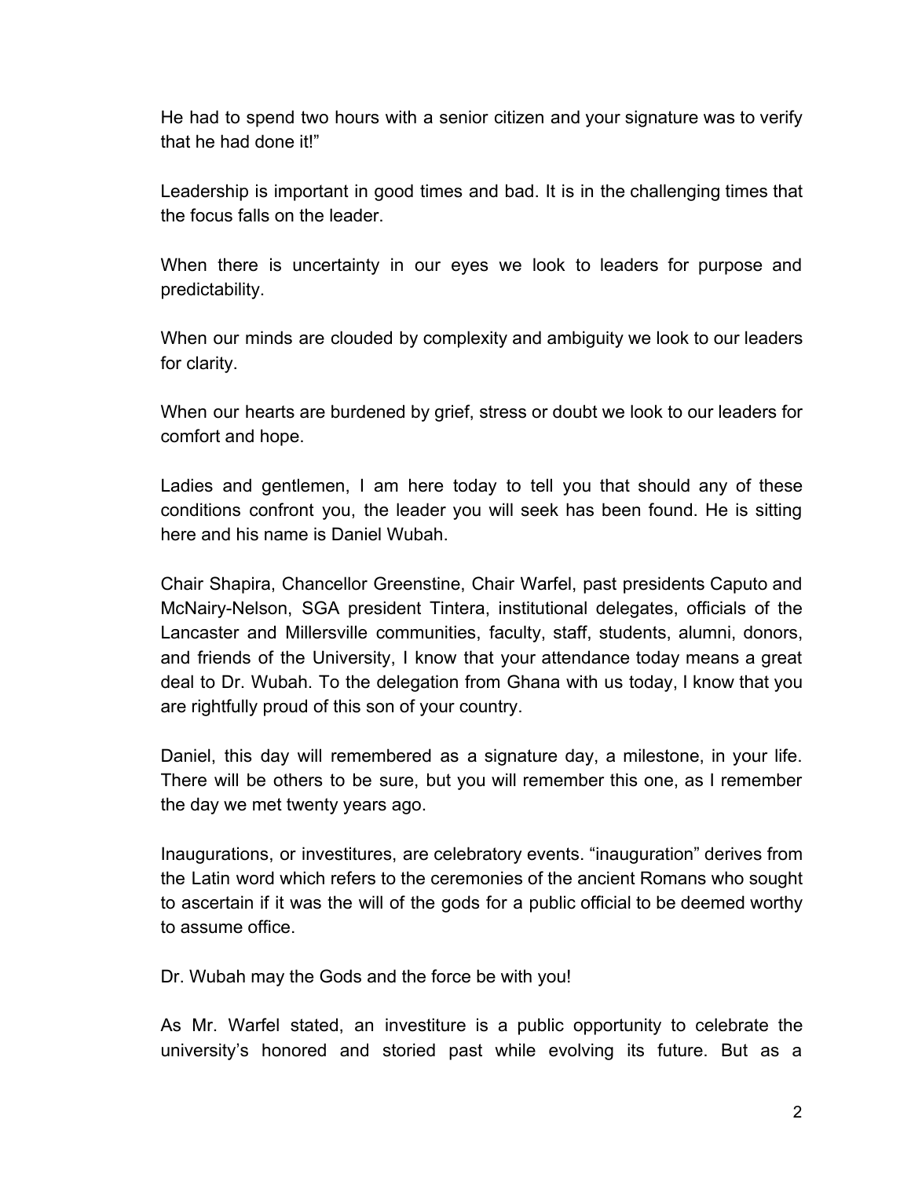He had to spend two hours with a senior citizen and your signature was to verify that he had done it!"

Leadership is important in good times and bad. It is in the challenging times that the focus falls on the leader.

When there is uncertainty in our eyes we look to leaders for purpose and predictability.

When our minds are clouded by complexity and ambiguity we look to our leaders for clarity.

When our hearts are burdened by grief, stress or doubt we look to our leaders for comfort and hope.

Ladies and gentlemen, I am here today to tell you that should any of these conditions confront you, the leader you will seek has been found. He is sitting here and his name is Daniel Wubah.

Chair Shapira, Chancellor Greenstine, Chair Warfel, past presidents Caputo and McNairy-Nelson, SGA president Tintera, institutional delegates, officials of the Lancaster and Millersville communities, faculty, staff, students, alumni, donors, and friends of the University, I know that your attendance today means a great deal to Dr. Wubah. To the delegation from Ghana with us today, I know that you are rightfully proud of this son of your country.

Daniel, this day will remembered as a signature day, a milestone, in your life. There will be others to be sure, but you will remember this one, as I remember the day we met twenty years ago.

Inaugurations, or investitures, are celebratory events. "inauguration" derives from the Latin word which refers to the ceremonies of the ancient Romans who sought to ascertain if it was the will of the gods for a public official to be deemed worthy to assume office.

Dr. Wubah may the Gods and the force be with you!

As Mr. Warfel stated, an investiture is a public opportunity to celebrate the university's honored and storied past while evolving its future. But as a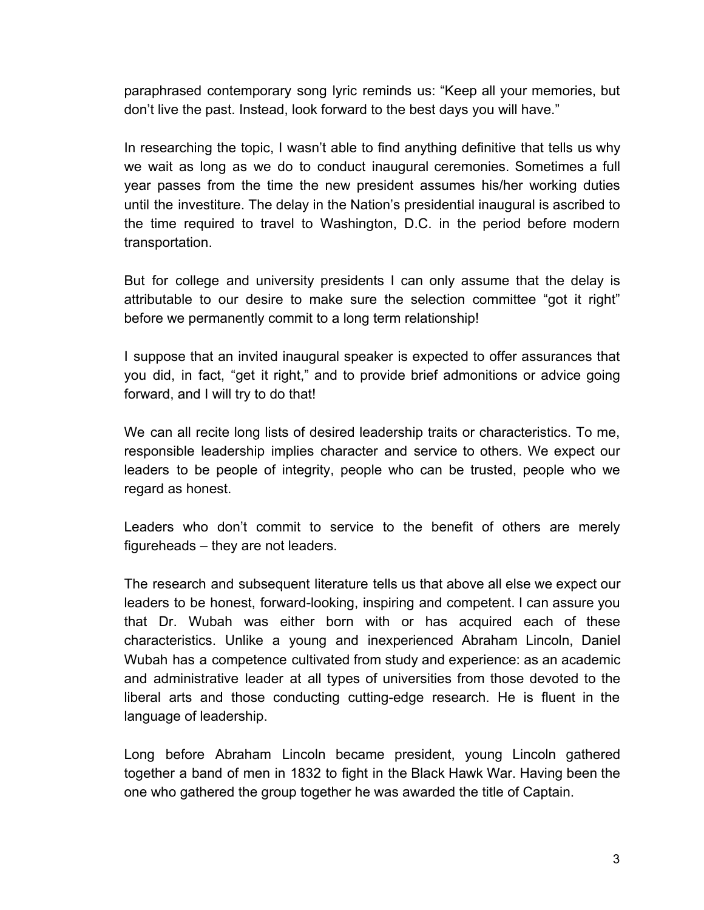paraphrased contemporary song lyric reminds us: “Keep all your memories, but don’t live the past. Instead, look forward to the best days you will have.”

In researching the topic, I wasn’t able to find anything definitive that tells us why we wait as long as we do to conduct inaugural ceremonies. Sometimes a full year passes from the time the new president assumes his/her working duties until the investiture. The delay in the Nation’s presidential inaugural is ascribed to the time required to travel to Washington, D.C. in the period before modern transportation.

But for college and university presidents I can only assume that the delay is attributable to our desire to make sure the selection committee “got it right” before we permanently commit to a long term relationship!

I suppose that an invited inaugural speaker is expected to offer assurances that you did, in fact, “get it right,” and to provide brief admonitions or advice going forward, and I will try to do that!

We can all recite long lists of desired leadership traits or characteristics. To me, responsible leadership implies character and service to others. We expect our leaders to be people of integrity, people who can be trusted, people who we regard as honest.

Leaders who don’t commit to service to the benefit of others are merely figureheads – they are not leaders.

The research and subsequent literature tells us that above all else we expect our leaders to be honest, forward-looking, inspiring and competent. I can assure you that Dr. Wubah was either born with or has acquired each of these characteristics. Unlike a young and inexperienced Abraham Lincoln, Daniel Wubah has a competence cultivated from study and experience: as an academic and administrative leader at all types of universities from those devoted to the liberal arts and those conducting cutting-edge research. He is fluent in the language of leadership.

Long before Abraham Lincoln became president, young Lincoln gathered together a band of men in 1832 to fight in the Black Hawk War. Having been the one who gathered the group together he was awarded the title of Captain.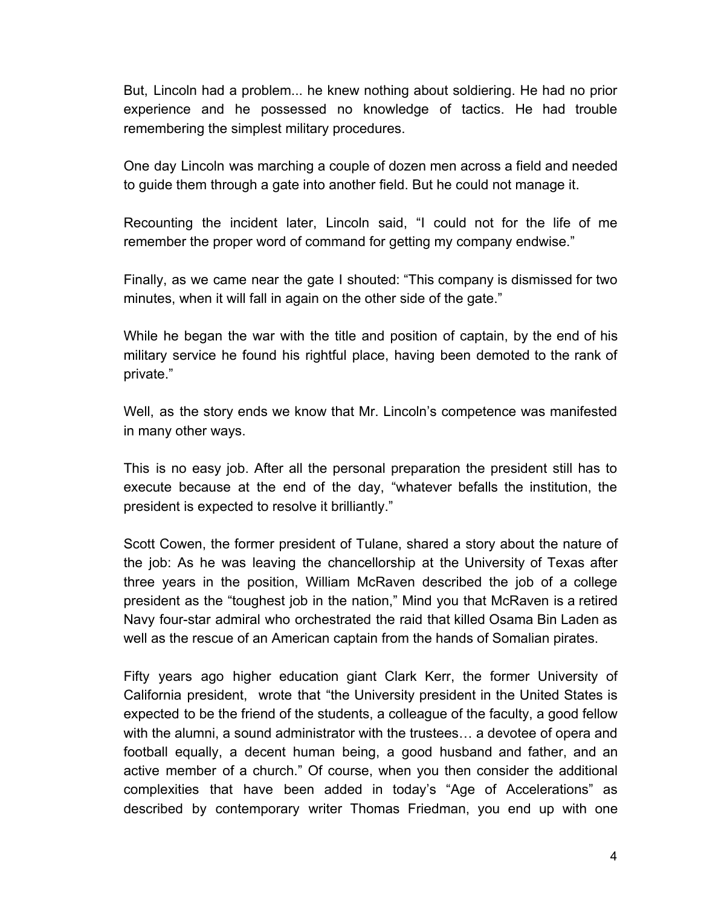But, Lincoln had a problem... he knew nothing about soldiering. He had no prior experience and he possessed no knowledge of tactics. He had trouble remembering the simplest military procedures.

One day Lincoln was marching a couple of dozen men across a field and needed to guide them through a gate into another field. But he could not manage it.

Recounting the incident later, Lincoln said, "I could not for the life of me remember the proper word of command for getting my company endwise."

Finally, as we came near the gate I shouted: "This company is dismissed for two minutes, when it will fall in again on the other side of the gate."

While he began the war with the title and position of captain, by the end of his military service he found his rightful place, having been demoted to the rank of private."

Well, as the story ends we know that Mr. Lincoln's competence was manifested in many other ways.

This is no easy job. After all the personal preparation the president still has to execute because at the end of the day, "whatever befalls the institution, the president is expected to resolve it brilliantly."

Scott Cowen, the former president of Tulane, shared a story about the nature of the job: As he was leaving the chancellorship at the University of Texas after three years in the position, William McRaven described the job of a college president as the "toughest job in the nation," Mind you that McRaven is a retired Navy four-star admiral who orchestrated the raid that killed Osama Bin Laden as well as the rescue of an American captain from the hands of Somalian pirates.

Fifty years ago higher education giant Clark Kerr, the former University of California president, wrote that "the University president in the United States is expected to be the friend of the students, a colleague of the faculty, a good fellow with the alumni, a sound administrator with the trustees… a devotee of opera and football equally, a decent human being, a good husband and father, and an active member of a church." Of course, when you then consider the additional complexities that have been added in today's "Age of Accelerations" as described by contemporary writer Thomas Friedman, you end up with one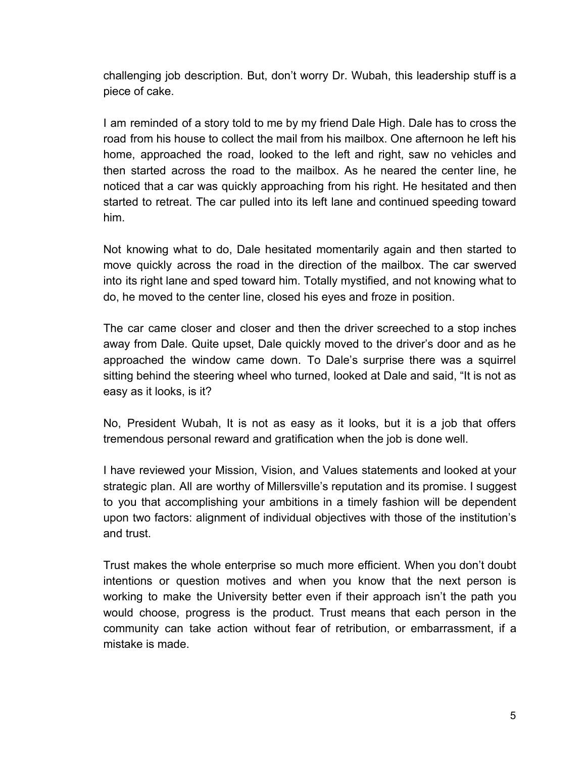challenging job description. But, don't worry Dr. Wubah, this leadership stuff is a piece of cake.

I am reminded of a story told to me by my friend Dale High. Dale has to cross the road from his house to collect the mail from his mailbox. One afternoon he left his home, approached the road, looked to the left and right, saw no vehicles and then started across the road to the mailbox. As he neared the center line, he noticed that a car was quickly approaching from his right. He hesitated and then started to retreat. The car pulled into its left lane and continued speeding toward him.

Not knowing what to do, Dale hesitated momentarily again and then started to move quickly across the road in the direction of the mailbox. The car swerved into its right lane and sped toward him. Totally mystified, and not knowing what to do, he moved to the center line, closed his eyes and froze in position.

The car came closer and closer and then the driver screeched to a stop inches away from Dale. Quite upset, Dale quickly moved to the driver's door and as he approached the window came down. To Dale's surprise there was a squirrel sitting behind the steering wheel who turned, looked at Dale and said, "It is not as easy as it looks, is it?

No, President Wubah, It is not as easy as it looks, but it is a job that offers tremendous personal reward and gratification when the job is done well.

I have reviewed your Mission, Vision, and Values statements and looked at your strategic plan. All are worthy of Millersville's reputation and its promise. I suggest to you that accomplishing your ambitions in a timely fashion will be dependent upon two factors: alignment of individual objectives with those of the institution's and trust.

Trust makes the whole enterprise so much more efficient. When you don't doubt intentions or question motives and when you know that the next person is working to make the University better even if their approach isn't the path you would choose, progress is the product. Trust means that each person in the community can take action without fear of retribution, or embarrassment, if a mistake is made.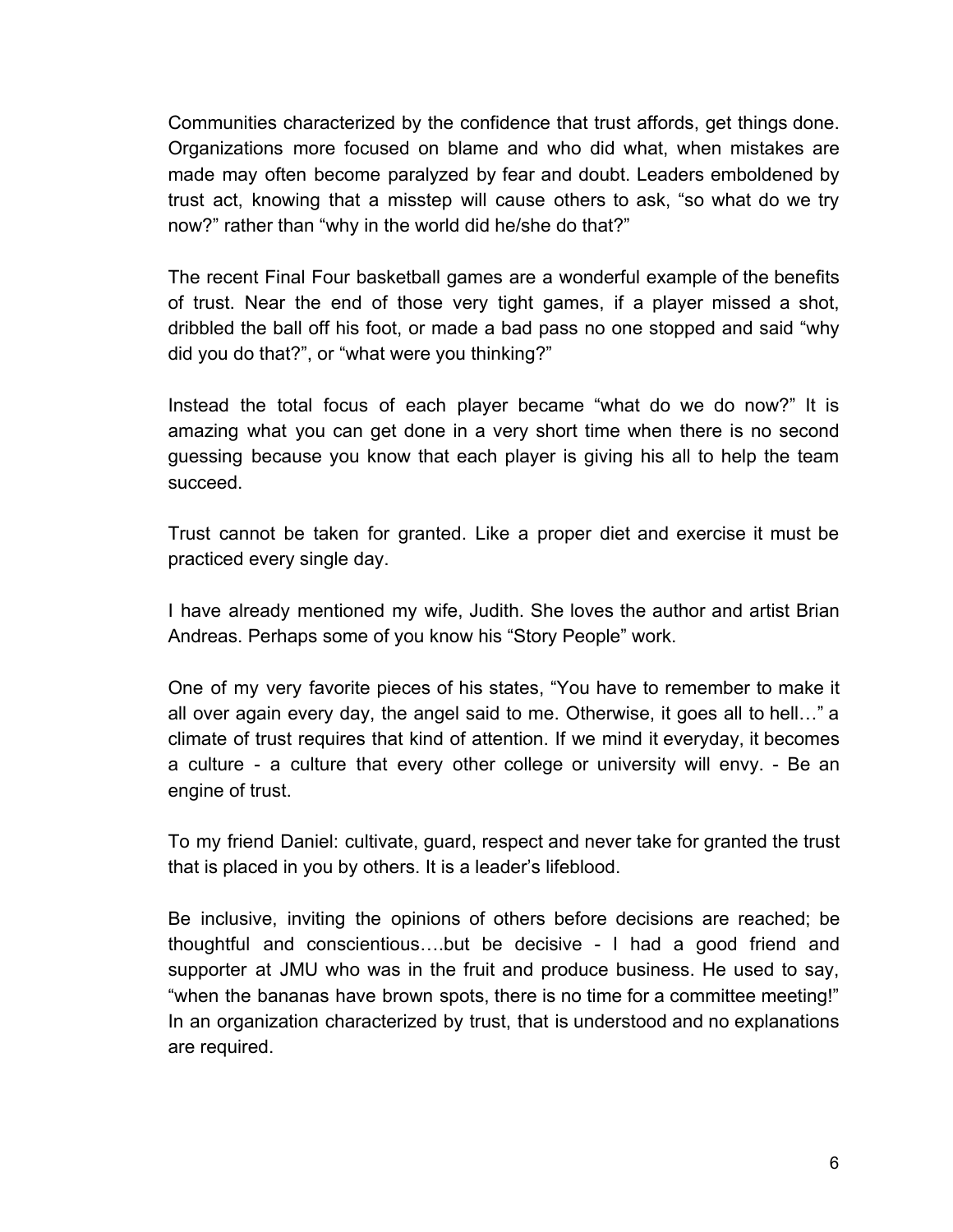Communities characterized by the confidence that trust affords, get things done. Organizations more focused on blame and who did what, when mistakes are made may often become paralyzed by fear and doubt. Leaders emboldened by trust act, knowing that a misstep will cause others to ask, “so what do we try now?” rather than “why in the world did he/she do that?”

The recent Final Four basketball games are a wonderful example of the benefits of trust. Near the end of those very tight games, if a player missed a shot, dribbled the ball off his foot, or made a bad pass no one stopped and said “why did you do that?”, or “what were you thinking?”

Instead the total focus of each player became “what do we do now?” It is amazing what you can get done in a very short time when there is no second guessing because you know that each player is giving his all to help the team succeed.

Trust cannot be taken for granted. Like a proper diet and exercise it must be practiced every single day.

I have already mentioned my wife, Judith. She loves the author and artist Brian Andreas. Perhaps some of you know his “Story People” work.

One of my very favorite pieces of his states, “You have to remember to make it all over again every day, the angel said to me. Otherwise, it goes all to hell…” a climate of trust requires that kind of attention. If we mind it everyday, it becomes a culture - a culture that every other college or university will envy. - Be an engine of trust.

To my friend Daniel: cultivate, guard, respect and never take for granted the trust that is placed in you by others. It is a leader’s lifeblood.

Be inclusive, inviting the opinions of others before decisions are reached; be thoughtful and conscientious….but be decisive - I had a good friend and supporter at JMU who was in the fruit and produce business. He used to say, “when the bananas have brown spots, there is no time for a committee meeting!” In an organization characterized by trust, that is understood and no explanations are required.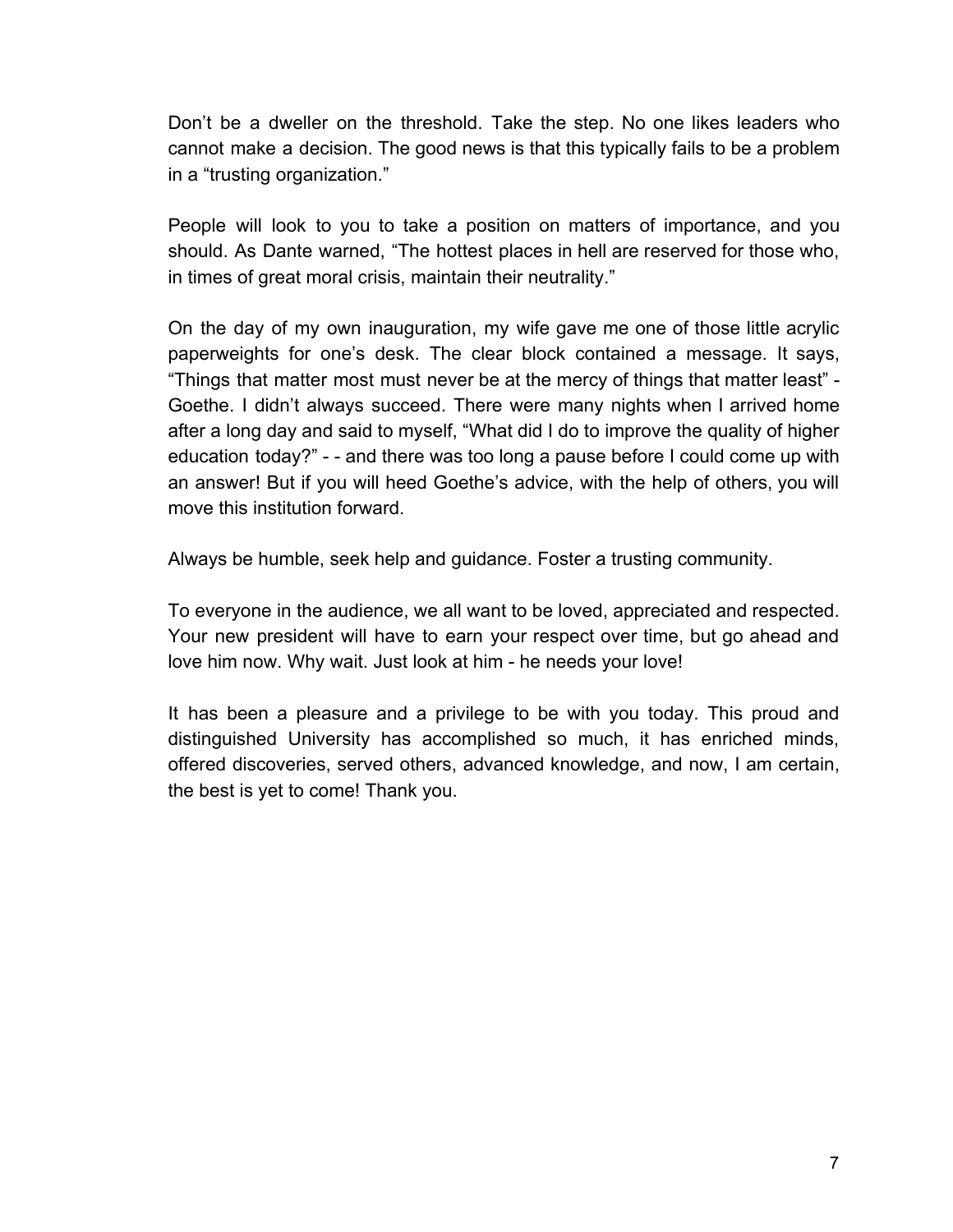Don’t be a dweller on the threshold. Take the step. No one likes leaders who cannot make a decision. The good news is that this typically fails to be a problem in a “trusting organization.”

People will look to you to take a position on matters of importance, and you should. As Dante warned, “The hottest places in hell are reserved for those who, in times of great moral crisis, maintain their neutrality.”

On the day of my own inauguration, my wife gave me one of those little acrylic paperweights for one’s desk. The clear block contained a message. It says, “Things that matter most must never be at the mercy of things that matter least” - Goethe. I didn’t always succeed. There were many nights when I arrived home after a long day and said to myself, “What did I do to improve the quality of higher education today?” - - and there was too long a pause before I could come up with an answer! But if you will heed Goethe’s advice, with the help of others, you will move this institution forward.

Always be humble, seek help and guidance. Foster a trusting community.

To everyone in the audience, we all want to be loved, appreciated and respected. Your new president will have to earn your respect over time, but go ahead and love him now. Why wait. Just look at him - he needs your love!

It has been a pleasure and a privilege to be with you today. This proud and distinguished University has accomplished so much, it has enriched minds, offered discoveries, served others, advanced knowledge, and now, I am certain, the best is yet to come! Thank you.